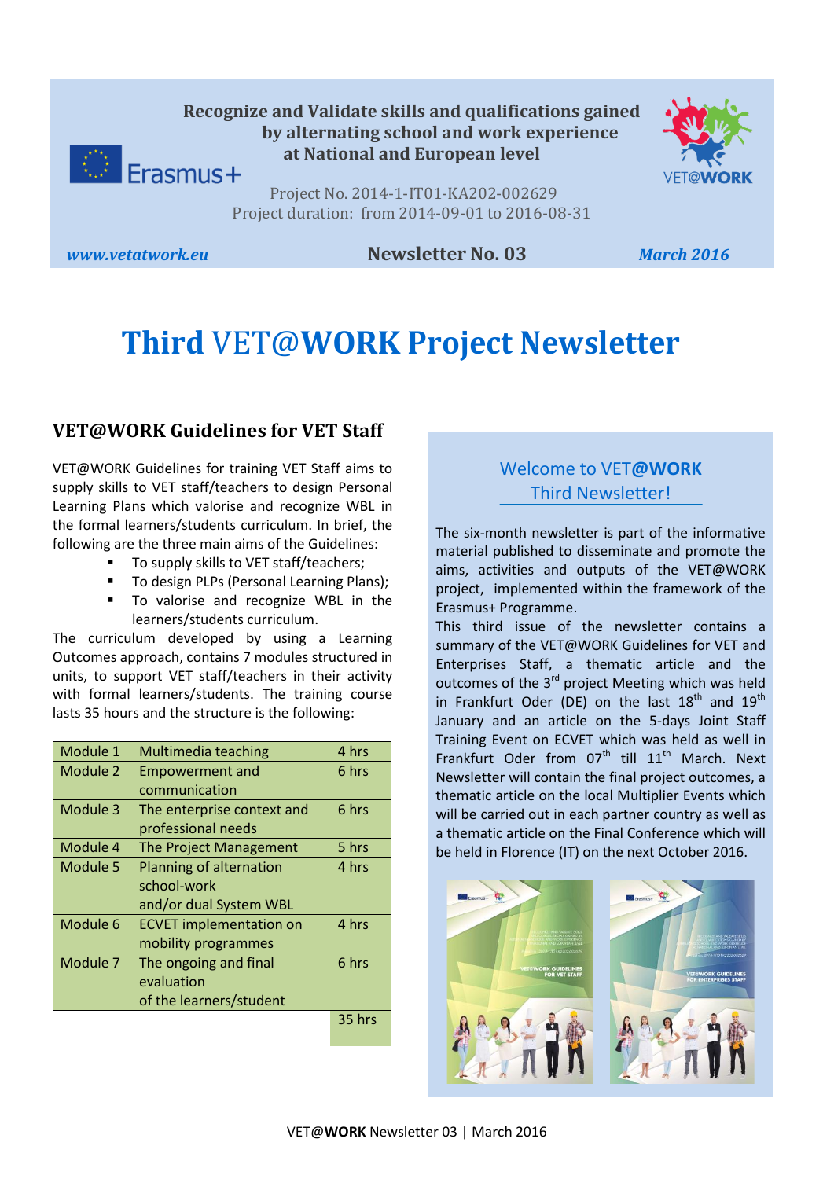**Recognize and Validate skills and qualifications gained by alternating school and work experience at National and European level**

Erasmus+

VET@WORK

Project No. 2014-1-IT01-KA202-002629
Project duration: from 2014-09-01 to 2016-08-31

*www.vetatwork.eu* **Newsletter No. 03** *March 2016*

# Third VET@WORK Project Newsletter

## VET@WORK Guidelines for VET Staff

VET@WORK Guidelines for training VET Staff aims to supply skills to VET staff/teachers to design Personal Learning Plans which valorise and recognize WBL in the formal learners/students curriculum. In brief, the following are the three main aims of the Guidelines:

- To supply skills to VET staff/teachers;
- To design PLPs (Personal Learning Plans);
- To valorise and recognize WBL in the learners/students curriculum.

The curriculum developed by using a Learning Outcomes approach, contains 7 modules structured in units, to support VET staff/teachers in their activity with formal learners/students. The training course lasts 35 hours and the structure is the following:

| | | |
|---|---|---|
| Module 1 | Multimedia teaching | 4 hrs |
| Module 2 | Empowerment and communication | 6 hrs |
| Module 3 | The enterprise context and professional needs | 6 hrs |
| Module 4 | The Project Management | 5 hrs |
| Module 5 | Planning of alternation school-work and/or dual System WBL | 4 hrs |
| Module 6 | ECVET implementation on mobility programmes | 4 hrs |
| Module 7 | The ongoing and final evaluation of the learners/student | 6 hrs |
| | | 35 hrs |

## Welcome to VET@WORK Third Newsletter!

The six-month newsletter is part of the informative material published to disseminate and promote the aims, activities and outputs of the VET@WORK project, implemented within the framework of the Erasmus+ Programme.

This third issue of the newsletter contains a summary of the VET@WORK Guidelines for VET and Enterprises Staff, a thematic article and the outcomes of the 3rd project Meeting which was held in Frankfurt Oder (DE) on the last 18th and 19th January and an article on the 5-days Joint Staff Training Event on ECVET which was held as well in Frankfurt Oder from 07th till 11th March. Next Newsletter will contain the final project outcomes, a thematic article on the local Multiplier Events which will be carried out in each partner country as well as a thematic article on the Final Conference which will be held in Florence (IT) on the next October 2016.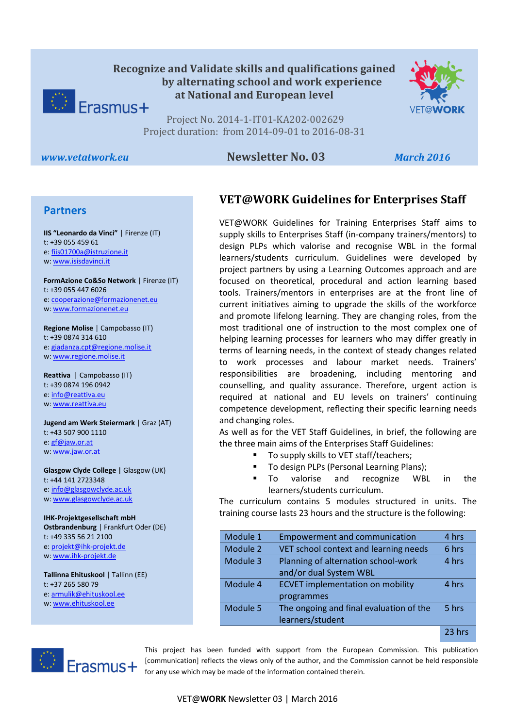Recognize and Validate skills and qualifications gained by alternating school and work experience at National and European level

Project No. 2014-1-IT01-KA202-002629
Project duration: from 2014-09-01 to 2016-08-31

*www.vetatwork.eu* **Newsletter No. 03** *March 2016*

## Partners

**IIS "Leonardo da Vinci"** | Firenze (IT)
t: +39 055 459 61
e: fiis01700a@istruzione.it
w: www.isisdavinci.it

**FormAzione Co&So Network** | Firenze (IT)
t: +39 055 447 6026
e: cooperazione@formazionenet.eu
w: www.formazionenet.eu

**Regione Molise** | Campobasso (IT)
t: +39 0874 314 610
e: giadanza.cpt@regione.molise.it
w: www.regione.molise.it

**Reattiva** | Campobasso (IT)
t: +39 0874 196 0942
e: info@reattiva.eu
w: www.reattiva.eu

**Jugend am Werk Steiermark** | Graz (AT)
t: +43 507 900 1110
e: gf@jaw.or.at
w: www.jaw.or.at

**Glasgow Clyde College** | Glasgow (UK)
t: +44 141 2723348
e: info@glasgowclyde.ac.uk
w: www.glasgowclyde.ac.uk

**IHK-Projektgesellschaft mbH Ostbrandenburg** | Frankfurt Oder (DE)
t: +49 335 56 21 2100
e: projekt@ihk-projekt.de
w: www.ihk-projekt.de

**Tallinna Ehituskool** | Tallinn (EE)
t: +37 265 580 79
e: armulik@ehituskool.ee
w: www.ehituskool.ee

## VET@WORK Guidelines for Enterprises Staff

VET@WORK Guidelines for Training Enterprises Staff aims to supply skills to Enterprises Staff (in-company trainers/mentors) to design PLPs which valorise and recognise WBL in the formal learners/students curriculum. Guidelines were developed by project partners by using a Learning Outcomes approach and are focused on theoretical, procedural and action learning based tools. Trainers/mentors in enterprises are at the front line of current initiatives aiming to upgrade the skills of the workforce and promote lifelong learning. They are changing roles, from the most traditional one of instruction to the most complex one of helping learning processes for learners who may differ greatly in terms of learning needs, in the context of steady changes related to work processes and labour market needs. Trainers' responsibilities are broadening, including mentoring and counselling, and quality assurance. Therefore, urgent action is required at national and EU levels on trainers' continuing competence development, reflecting their specific learning needs and changing roles.

As well as for the VET Staff Guidelines, in brief, the following are the three main aims of the Enterprises Staff Guidelines:

- To supply skills to VET staff/teachers;
- To design PLPs (Personal Learning Plans);
- To valorise and recognize WBL in the learners/students curriculum.

The curriculum contains 5 modules structured in units. The training course lasts 23 hours and the structure is the following:

| | | |
|---|---|---|
| Module 1 | Empowerment and communication | 4 hrs |
| Module 2 | VET school context and learning needs | 6 hrs |
| Module 3 | Planning of alternation school-work and/or dual System WBL | 4 hrs |
| Module 4 | ECVET implementation on mobility programmes | 4 hrs |
| Module 5 | The ongoing and final evaluation of the learners/student | 5 hrs |
| | | 23 hrs |

This project has been funded with support from the European Commission. This publication [communication] reflects the views only of the author, and the Commission cannot be held responsible for any use which may be made of the information contained therein.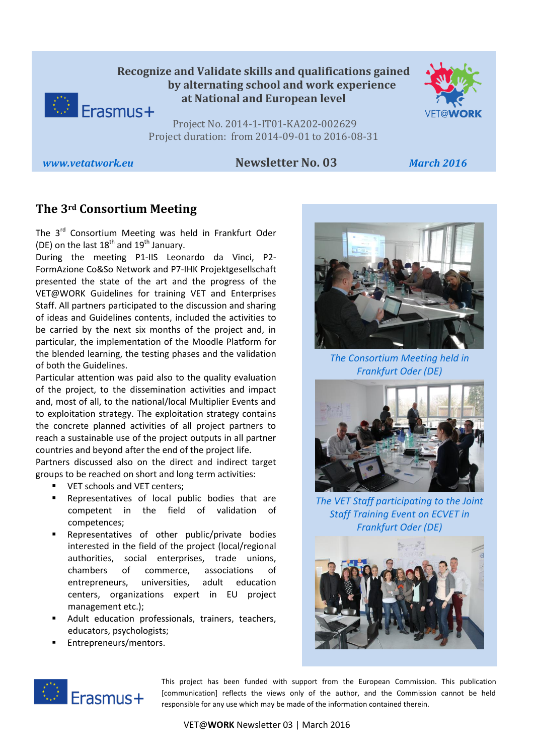Recognize and Validate skills and qualifications gained by alternating school and work experience at National and European level

Project No. 2014-1-IT01-KA202-002629
Project duration: from 2014-09-01 to 2016-08-31

*www.vetatwork.eu* | **Newsletter No. 03** | *March 2016*

## The 3rd Consortium Meeting

The 3rd Consortium Meeting was held in Frankfurt Oder (DE) on the last 18th and 19th January.

During the meeting P1-IIS Leonardo da Vinci, P2-FormAzione Co&So Network and P7-IHK Projektgesellschaft presented the state of the art and the progress of the VET@WORK Guidelines for training VET and Enterprises Staff. All partners participated to the discussion and sharing of ideas and Guidelines contents, included the activities to be carried by the next six months of the project and, in particular, the implementation of the Moodle Platform for the blended learning, the testing phases and the validation of both the Guidelines.

Particular attention was paid also to the quality evaluation of the project, to the dissemination activities and impact and, most of all, to the national/local Multiplier Events and to exploitation strategy. The exploitation strategy contains the concrete planned activities of all project partners to reach a sustainable use of the project outputs in all partner countries and beyond after the end of the project life.

Partners discussed also on the direct and indirect target groups to be reached on short and long term activities:

- VET schools and VET centers;
- Representatives of local public bodies that are competent in the field of validation of competences;
- Representatives of other public/private bodies interested in the field of the project (local/regional authorities, social enterprises, trade unions, chambers of commerce, associations of entrepreneurs, universities, adult education centers, organizations expert in EU project management etc.);
- Adult education professionals, trainers, teachers, educators, psychologists;
- Entrepreneurs/mentors.

*The Consortium Meeting held in Frankfurt Oder (DE)*

*The VET Staff participating to the Joint Staff Training Event on ECVET in Frankfurt Oder (DE)*

This project has been funded with support from the European Commission. This publication [communication] reflects the views only of the author, and the Commission cannot be held responsible for any use which may be made of the information contained therein.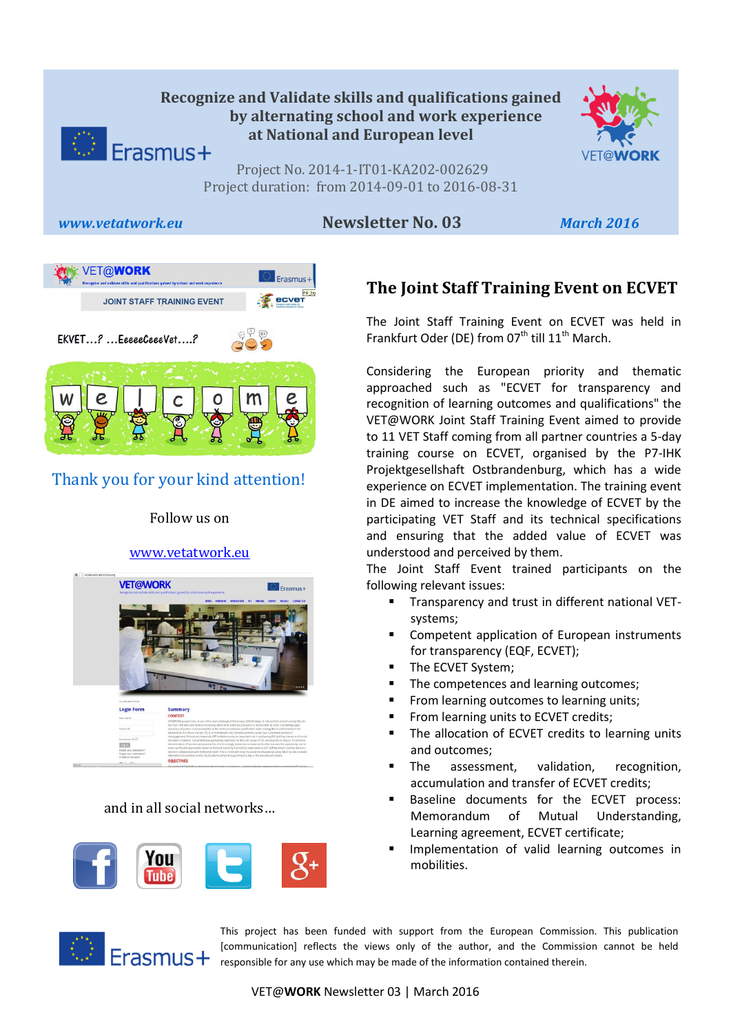Recognize and Validate skills and qualifications gained by alternating school and work experience at National and European level

Project No. 2014-1-IT01-KA202-002629
Project duration: from 2014-09-01 to 2016-08-31

*www.vetatwork.eu* | **Newsletter No. 03** | *March 2016*

Thank you for your kind attention!

Follow us on

www.vetatwork.eu

and in all social networks…

## The Joint Staff Training Event on ECVET

The Joint Staff Training Event on ECVET was held in Frankfurt Oder (DE) from 07th till 11th March.

Considering the European priority and thematic approached such as "ECVET for transparency and recognition of learning outcomes and qualifications" the VET@WORK Joint Staff Training Event aimed to provide to 11 VET Staff coming from all partner countries a 5-day training course on ECVET, organised by the P7-IHK Projektgesellshaft Ostbrandenburg, which has a wide experience on ECVET implementation. The training event in DE aimed to increase the knowledge of ECVET by the participating VET Staff and its technical specifications and ensuring that the added value of ECVET was understood and perceived by them.

The Joint Staff Event trained participants on the following relevant issues:

- Transparency and trust in different national VET-systems;
- Competent application of European instruments for transparency (EQF, ECVET);
- The ECVET System;
- The competences and learning outcomes;
- From learning outcomes to learning units;
- From learning units to ECVET credits;
- The allocation of ECVET credits to learning units and outcomes;
- The assessment, validation, recognition, accumulation and transfer of ECVET credits;
- Baseline documents for the ECVET process: Memorandum of Mutual Understanding, Learning agreement, ECVET certificate;
- Implementation of valid learning outcomes in mobilities.

This project has been funded with support from the European Commission. This publication [communication] reflects the views only of the author, and the Commission cannot be held responsible for any use which may be made of the information contained therein.